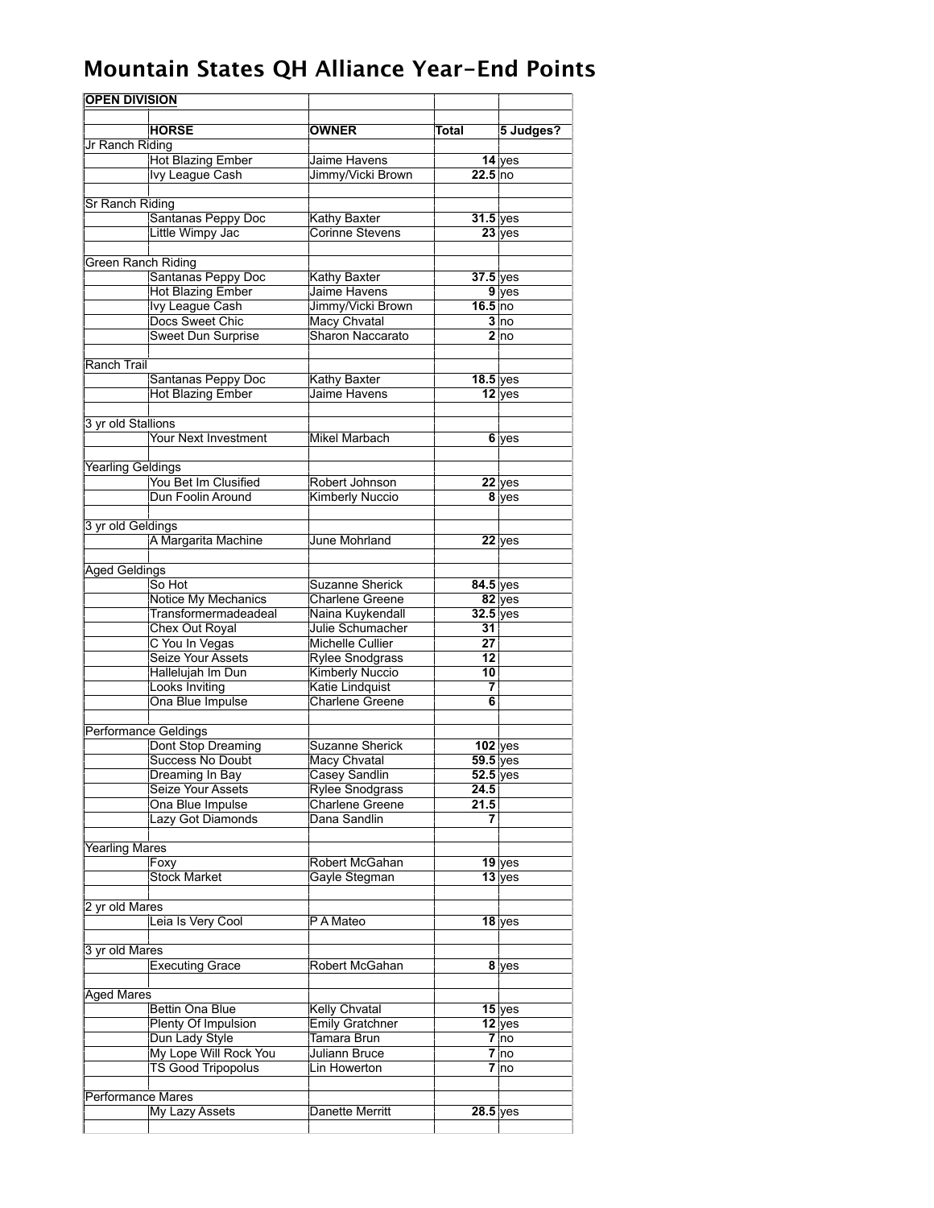# Mountain States QH Alliance Year-End Points

| OPEN DIVISION | | | | |
|---|---|---|---|---|
| | HORSE | OWNER | Total | 5 Judges? |
| Jr Ranch Riding | | | | |
| | Hot Blazing Ember | Jaime Havens | 14 | yes |
| | Ivy League Cash | Jimmy/Vicki Brown | 22.5 | no |
| | | | | |
| Sr Ranch Riding | | | | |
| | Santanas Peppy Doc | Kathy Baxter | 31.5 | yes |
| | Little Wimpy Jac | Corinne Stevens | 23 | yes |
| | | | | |
| Green Ranch Riding | | | | |
| | Santanas Peppy Doc | Kathy Baxter | 37.5 | yes |
| | Hot Blazing Ember | Jaime Havens | 9 | yes |
| | Ivy League Cash | Jimmy/Vicki Brown | 16.5 | no |
| | Docs Sweet Chic | Macy Chvatal | 3 | no |
| | Sweet Dun Surprise | Sharon Naccarato | 2 | no |
| | | | | |
| Ranch Trail | | | | |
| | Santanas Peppy Doc | Kathy Baxter | 18.5 | yes |
| | Hot Blazing Ember | Jaime Havens | 12 | yes |
| | | | | |
| 3 yr old Stallions | | | | |
| | Your Next Investment | Mikel Marbach | 6 | yes |
| | | | | |
| Yearling Geldings | | | | |
| | You Bet Im Clusified | Robert Johnson | 22 | yes |
| | Dun Foolin Around | Kimberly Nuccio | 8 | yes |
| | | | | |
| 3 yr old Geldings | | | | |
| | A Margarita Machine | June Mohrland | 22 | yes |
| | | | | |
| Aged Geldings | | | | |
| | So Hot | Suzanne Sherick | 84.5 | yes |
| | Notice My Mechanics | Charlene Greene | 82 | yes |
| | Transformermadeadeal | Naina Kuykendall | 32.5 | yes |
| | Chex Out Royal | Julie Schumacher | 31 | |
| | C You In Vegas | Michelle Cullier | 27 | |
| | Seize Your Assets | Rylee Snodgrass | 12 | |
| | Hallelujah Im Dun | Kimberly Nuccio | 10 | |
| | Looks Inviting | Katie Lindquist | 7 | |
| | Ona Blue Impulse | Charlene Greene | 6 | |
| | | | | |
| Performance Geldings | | | | |
| | Dont Stop Dreaming | Suzanne Sherick | 102 | yes |
| | Success No Doubt | Macy Chvatal | 59.5 | yes |
| | Dreaming In Bay | Casey Sandlin | 52.5 | yes |
| | Seize Your Assets | Rylee Snodgrass | 24.5 | |
| | Ona Blue Impulse | Charlene Greene | 21.5 | |
| | Lazy Got Diamonds | Dana Sandlin | 7 | |
| | | | | |
| Yearling Mares | | | | |
| | Foxy | Robert McGahan | 19 | yes |
| | Stock Market | Gayle Stegman | 13 | yes |
| | | | | |
| 2 yr old Mares | | | | |
| | Leia Is Very Cool | P A Mateo | 18 | yes |
| | | | | |
| 3 yr old Mares | | | | |
| | Executing Grace | Robert McGahan | 8 | yes |
| | | | | |
| Aged Mares | | | | |
| | Bettin Ona Blue | Kelly Chvatal | 15 | yes |
| | Plenty Of Impulsion | Emily Gratchner | 12 | yes |
| | Dun Lady Style | Tamara Brun | 7 | no |
| | My Lope Will Rock You | Juliann Bruce | 7 | no |
| | TS Good Tripopolus | Lin Howerton | 7 | no |
| | | | | |
| Performance Mares | | | | |
| | My Lazy Assets | Danette Merritt | 28.5 | yes |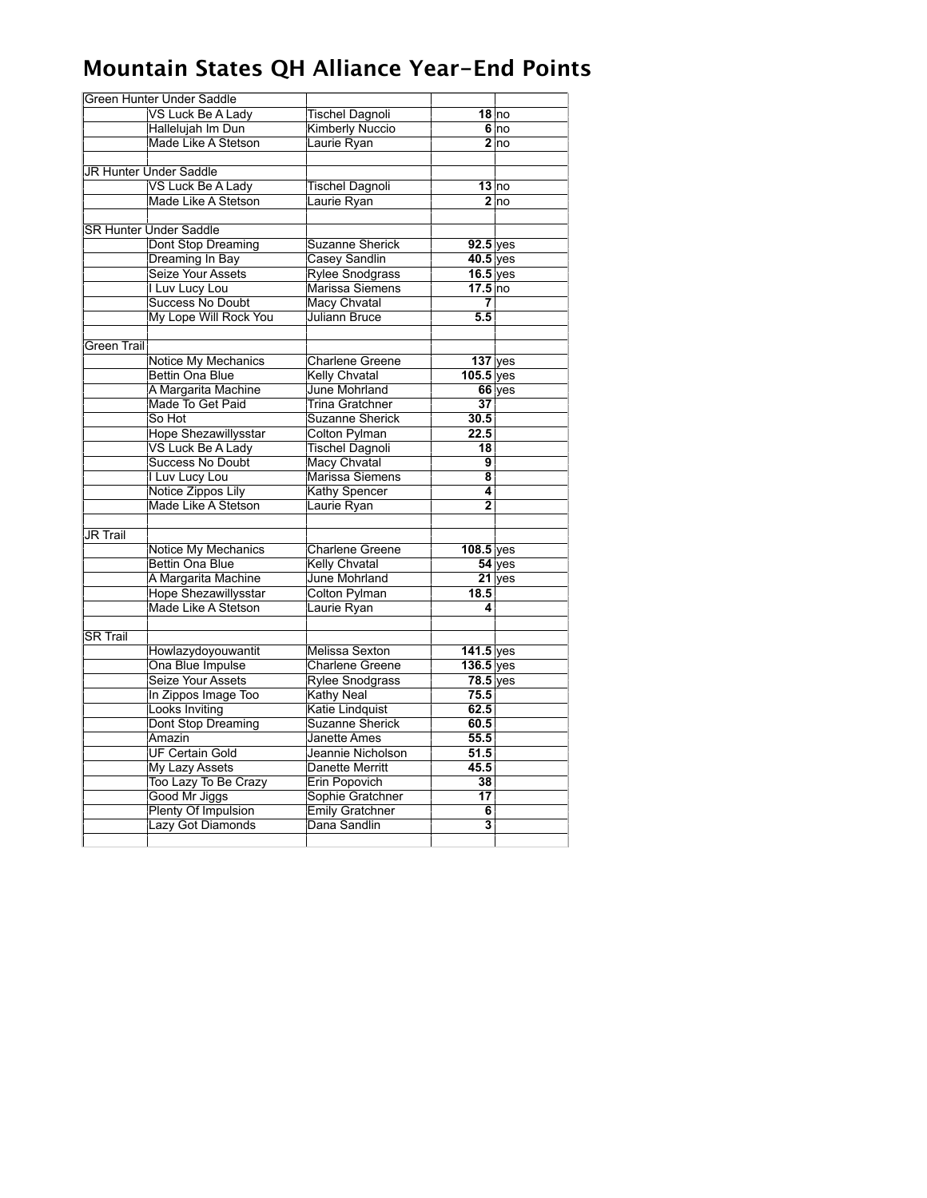# Mountain States QH Alliance Year-End Points

| | | | | |
|---|---|---|---|---|
| Green Hunter Under Saddle | | | | |
| | VS Luck Be A Lady | Tischel Dagnoli | **18** | no |
| | Hallelujah Im Dun | Kimberly Nuccio | **6** | no |
| | Made Like A Stetson | Laurie Ryan | **2** | no |
| | | | | |
| JR Hunter Under Saddle | | | | |
| | VS Luck Be A Lady | Tischel Dagnoli | **13** | no |
| | Made Like A Stetson | Laurie Ryan | **2** | no |
| | | | | |
| SR Hunter Under Saddle | | | | |
| | Dont Stop Dreaming | Suzanne Sherick | **92.5** | yes |
| | Dreaming In Bay | Casey Sandlin | **40.5** | yes |
| | Seize Your Assets | Rylee Snodgrass | **16.5** | yes |
| | I Luv Lucy Lou | Marissa Siemens | **17.5** | no |
| | Success No Doubt | Macy Chvatal | **7** | |
| | My Lope Will Rock You | Juliann Bruce | **5.5** | |
| | | | | |
| Green Trail | | | | |
| | Notice My Mechanics | Charlene Greene | **137** | yes |
| | Bettin Ona Blue | Kelly Chvatal | **105.5** | yes |
| | A Margarita Machine | June Mohrland | **66** | yes |
| | Made To Get Paid | Trina Gratchner | **37** | |
| | So Hot | Suzanne Sherick | **30.5** | |
| | Hope Shezawillysstar | Colton Pylman | **22.5** | |
| | VS Luck Be A Lady | Tischel Dagnoli | **18** | |
| | Success No Doubt | Macy Chvatal | **9** | |
| | I Luv Lucy Lou | Marissa Siemens | **8** | |
| | Notice Zippos Lily | Kathy Spencer | **4** | |
| | Made Like A Stetson | Laurie Ryan | **2** | |
| | | | | |
| JR Trail | | | | |
| | Notice My Mechanics | Charlene Greene | **108.5** | yes |
| | Bettin Ona Blue | Kelly Chvatal | **54** | yes |
| | A Margarita Machine | June Mohrland | **21** | yes |
| | Hope Shezawillysstar | Colton Pylman | **18.5** | |
| | Made Like A Stetson | Laurie Ryan | **4** | |
| | | | | |
| SR Trail | | | | |
| | Howlazydoyouwantit | Melissa Sexton | **141.5** | yes |
| | Ona Blue Impulse | Charlene Greene | **136.5** | yes |
| | Seize Your Assets | Rylee Snodgrass | **78.5** | yes |
| | In Zippos Image Too | Kathy Neal | **75.5** | |
| | Looks Inviting | Katie Lindquist | **62.5** | |
| | Dont Stop Dreaming | Suzanne Sherick | **60.5** | |
| | Amazin | Janette Ames | **55.5** | |
| | UF Certain Gold | Jeannie Nicholson | **51.5** | |
| | My Lazy Assets | Danette Merritt | **45.5** | |
| | Too Lazy To Be Crazy | Erin Popovich | **38** | |
| | Good Mr Jiggs | Sophie Gratchner | **17** | |
| | Plenty Of Impulsion | Emily Gratchner | **6** | |
| | Lazy Got Diamonds | Dana Sandlin | **3** | |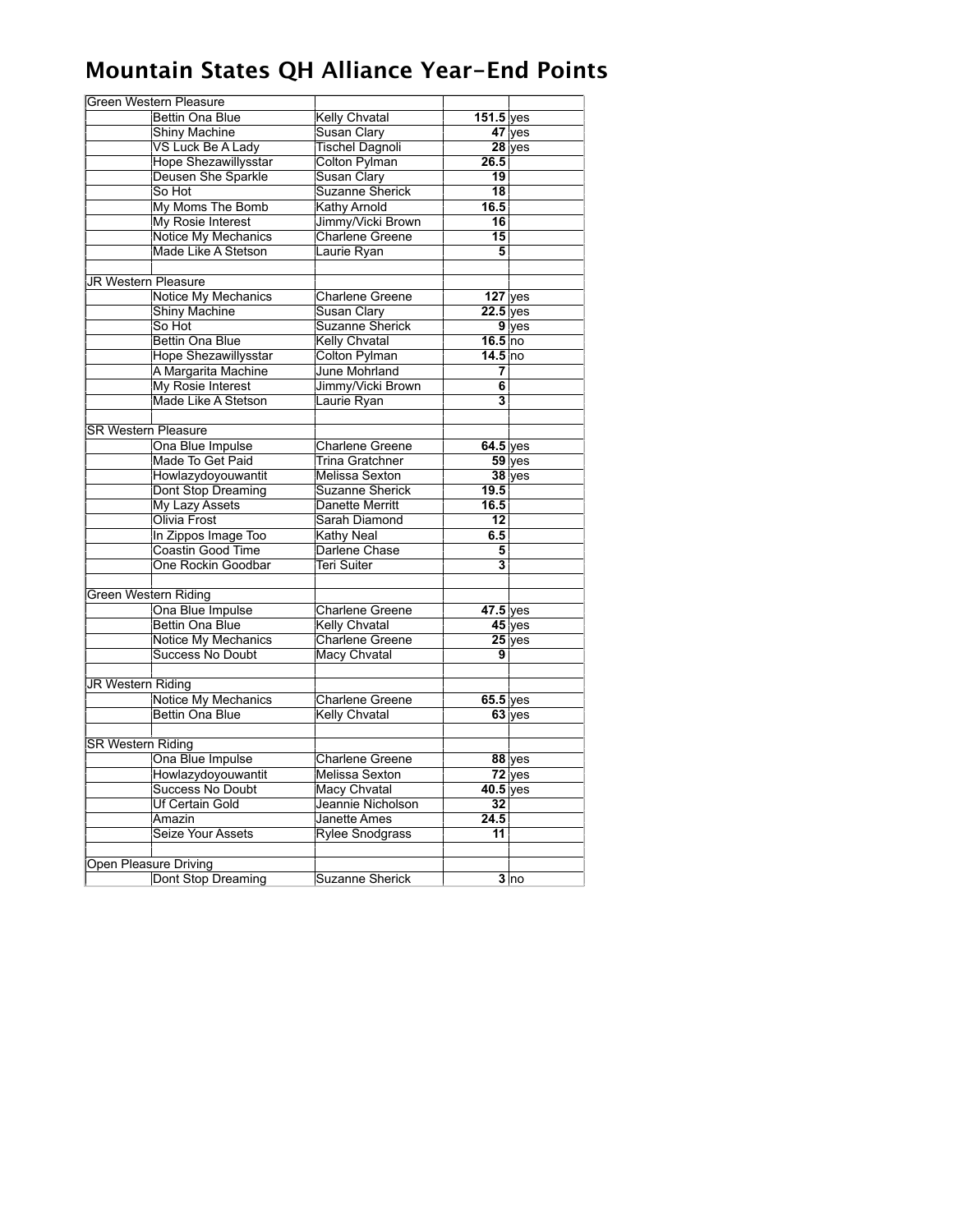# Mountain States QH Alliance Year-End Points

| | | | | |
|---|---|---|---|---|
| Green Western Pleasure | | | | |
| | Bettin Ona Blue | Kelly Chvatal | **151.5** | yes |
| | Shiny Machine | Susan Clary | **47** | yes |
| | VS Luck Be A Lady | Tischel Dagnoli | **28** | yes |
| | Hope Shezawillysstar | Colton Pylman | **26.5** | |
| | Deusen She Sparkle | Susan Clary | **19** | |
| | So Hot | Suzanne Sherick | **18** | |
| | My Moms The Bomb | Kathy Arnold | **16.5** | |
| | My Rosie Interest | Jimmy/Vicki Brown | **16** | |
| | Notice My Mechanics | Charlene Greene | **15** | |
| | Made Like A Stetson | Laurie Ryan | **5** | |
| | | | | |
| JR Western Pleasure | | | | |
| | Notice My Mechanics | Charlene Greene | **127** | yes |
| | Shiny Machine | Susan Clary | **22.5** | yes |
| | So Hot | Suzanne Sherick | **9** | yes |
| | Bettin Ona Blue | Kelly Chvatal | **16.5** | no |
| | Hope Shezawillysstar | Colton Pylman | **14.5** | no |
| | A Margarita Machine | June Mohrland | **7** | |
| | My Rosie Interest | Jimmy/Vicki Brown | **6** | |
| | Made Like A Stetson | Laurie Ryan | **3** | |
| | | | | |
| SR Western Pleasure | | | | |
| | Ona Blue Impulse | Charlene Greene | **64.5** | yes |
| | Made To Get Paid | Trina Gratchner | **59** | yes |
| | Howlazydoyouwantit | Melissa Sexton | **38** | yes |
| | Dont Stop Dreaming | Suzanne Sherick | **19.5** | |
| | My Lazy Assets | Danette Merritt | **16.5** | |
| | Olivia Frost | Sarah Diamond | **12** | |
| | In Zippos Image Too | Kathy Neal | **6.5** | |
| | Coastin Good Time | Darlene Chase | **5** | |
| | One Rockin Goodbar | Teri Suiter | **3** | |
| | | | | |
| Green Western Riding | | | | |
| | Ona Blue Impulse | Charlene Greene | **47.5** | yes |
| | Bettin Ona Blue | Kelly Chvatal | **45** | yes |
| | Notice My Mechanics | Charlene Greene | **25** | yes |
| | Success No Doubt | Macy Chvatal | **9** | |
| | | | | |
| JR Western Riding | | | | |
| | Notice My Mechanics | Charlene Greene | **65.5** | yes |
| | Bettin Ona Blue | Kelly Chvatal | **63** | yes |
| | | | | |
| SR Western Riding | | | | |
| | Ona Blue Impulse | Charlene Greene | **88** | yes |
| | Howlazydoyouwantit | Melissa Sexton | **72** | yes |
| | Success No Doubt | Macy Chvatal | **40.5** | yes |
| | Uf Certain Gold | Jeannie Nicholson | **32** | |
| | Amazin | Janette Ames | **24.5** | |
| | Seize Your Assets | Rylee Snodgrass | **11** | |
| | | | | |
| Open Pleasure Driving | | | | |
| | Dont Stop Dreaming | Suzanne Sherick | **3** | no |